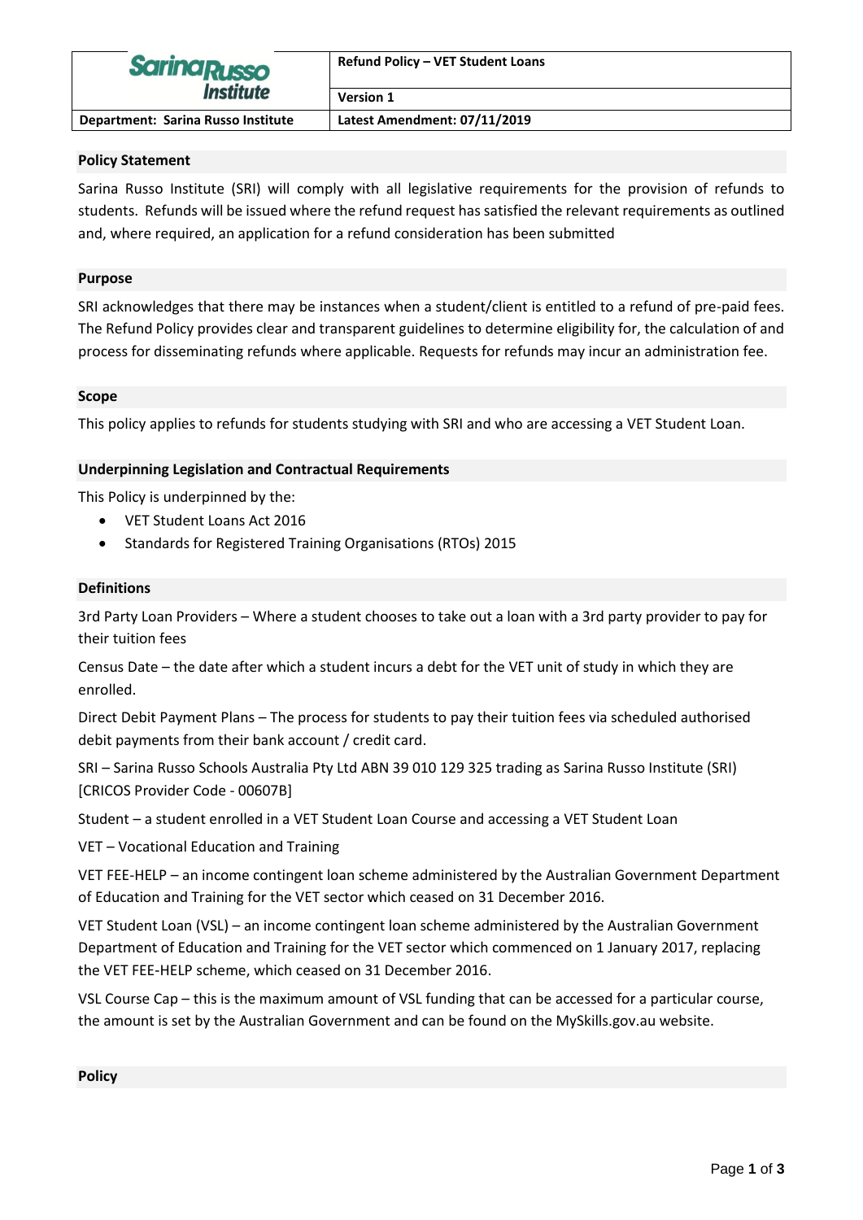| Sarina Russo Institute | Refund Policy – VET Student Loans |
|---|---|
| | Version 1 |
| Department: Sarina Russo Institute | Latest Amendment: 07/11/2019 |

## Policy Statement

Sarina Russo Institute (SRI) will comply with all legislative requirements for the provision of refunds to students. Refunds will be issued where the refund request has satisfied the relevant requirements as outlined and, where required, an application for a refund consideration has been submitted

## Purpose

SRI acknowledges that there may be instances when a student/client is entitled to a refund of pre-paid fees. The Refund Policy provides clear and transparent guidelines to determine eligibility for, the calculation of and process for disseminating refunds where applicable. Requests for refunds may incur an administration fee.

## Scope

This policy applies to refunds for students studying with SRI and who are accessing a VET Student Loan.

## Underpinning Legislation and Contractual Requirements

This Policy is underpinned by the:

- VET Student Loans Act 2016
- Standards for Registered Training Organisations (RTOs) 2015

## Definitions

3rd Party Loan Providers – Where a student chooses to take out a loan with a 3rd party provider to pay for their tuition fees

Census Date – the date after which a student incurs a debt for the VET unit of study in which they are enrolled.

Direct Debit Payment Plans – The process for students to pay their tuition fees via scheduled authorised debit payments from their bank account / credit card.

SRI – Sarina Russo Schools Australia Pty Ltd ABN 39 010 129 325 trading as Sarina Russo Institute (SRI) [CRICOS Provider Code - 00607B]

Student – a student enrolled in a VET Student Loan Course and accessing a VET Student Loan

VET – Vocational Education and Training

VET FEE-HELP – an income contingent loan scheme administered by the Australian Government Department of Education and Training for the VET sector which ceased on 31 December 2016.

VET Student Loan (VSL) – an income contingent loan scheme administered by the Australian Government Department of Education and Training for the VET sector which commenced on 1 January 2017, replacing the VET FEE-HELP scheme, which ceased on 31 December 2016.

VSL Course Cap – this is the maximum amount of VSL funding that can be accessed for a particular course, the amount is set by the Australian Government and can be found on the MySkills.gov.au website.

## Policy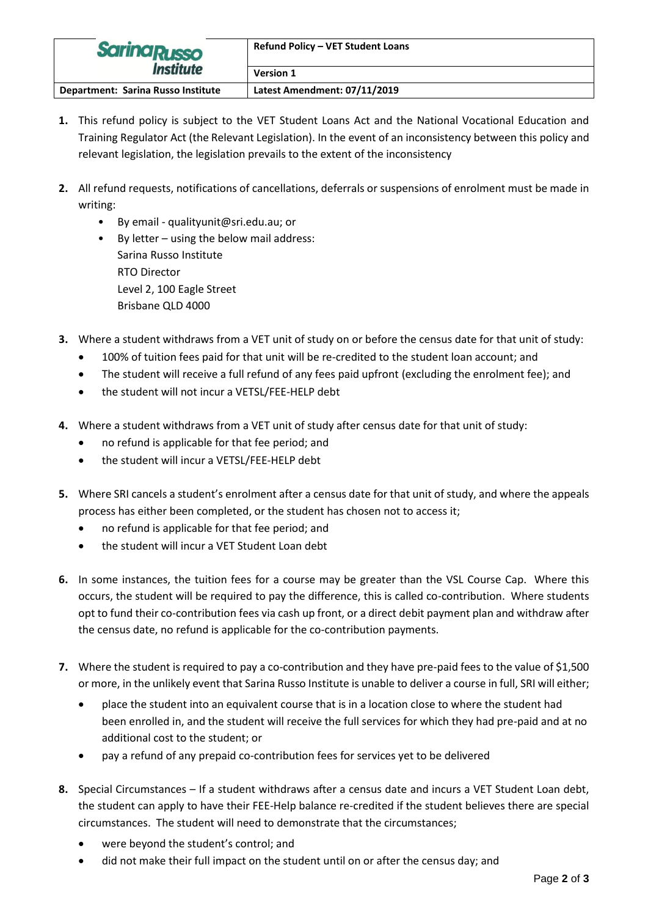1. This refund policy is subject to the VET Student Loans Act and the National Vocational Education and Training Regulator Act (the Relevant Legislation). In the event of an inconsistency between this policy and relevant legislation, the legislation prevails to the extent of the inconsistency

2. All refund requests, notifications of cancellations, deferrals or suspensions of enrolment must be made in writing:
   - By email - qualityunit@sri.edu.au; or
   - By letter – using the below mail address:
     Sarina Russo Institute
     RTO Director
     Level 2, 100 Eagle Street
     Brisbane QLD 4000

3. Where a student withdraws from a VET unit of study on or before the census date for that unit of study:
   - 100% of tuition fees paid for that unit will be re-credited to the student loan account; and
   - The student will receive a full refund of any fees paid upfront (excluding the enrolment fee); and
   - the student will not incur a VETSL/FEE-HELP debt

4. Where a student withdraws from a VET unit of study after census date for that unit of study:
   - no refund is applicable for that fee period; and
   - the student will incur a VETSL/FEE-HELP debt

5. Where SRI cancels a student's enrolment after a census date for that unit of study, and where the appeals process has either been completed, or the student has chosen not to access it;
   - no refund is applicable for that fee period; and
   - the student will incur a VET Student Loan debt

6. In some instances, the tuition fees for a course may be greater than the VSL Course Cap. Where this occurs, the student will be required to pay the difference, this is called co-contribution. Where students opt to fund their co-contribution fees via cash up front, or a direct debit payment plan and withdraw after the census date, no refund is applicable for the co-contribution payments.

7. Where the student is required to pay a co-contribution and they have pre-paid fees to the value of $1,500 or more, in the unlikely event that Sarina Russo Institute is unable to deliver a course in full, SRI will either;
   - place the student into an equivalent course that is in a location close to where the student had been enrolled in, and the student will receive the full services for which they had pre-paid and at no additional cost to the student; or
   - pay a refund of any prepaid co-contribution fees for services yet to be delivered

8. Special Circumstances – If a student withdraws after a census date and incurs a VET Student Loan debt, the student can apply to have their FEE-Help balance re-credited if the student believes there are special circumstances. The student will need to demonstrate that the circumstances;
   - were beyond the student's control; and
   - did not make their full impact on the student until on or after the census day; and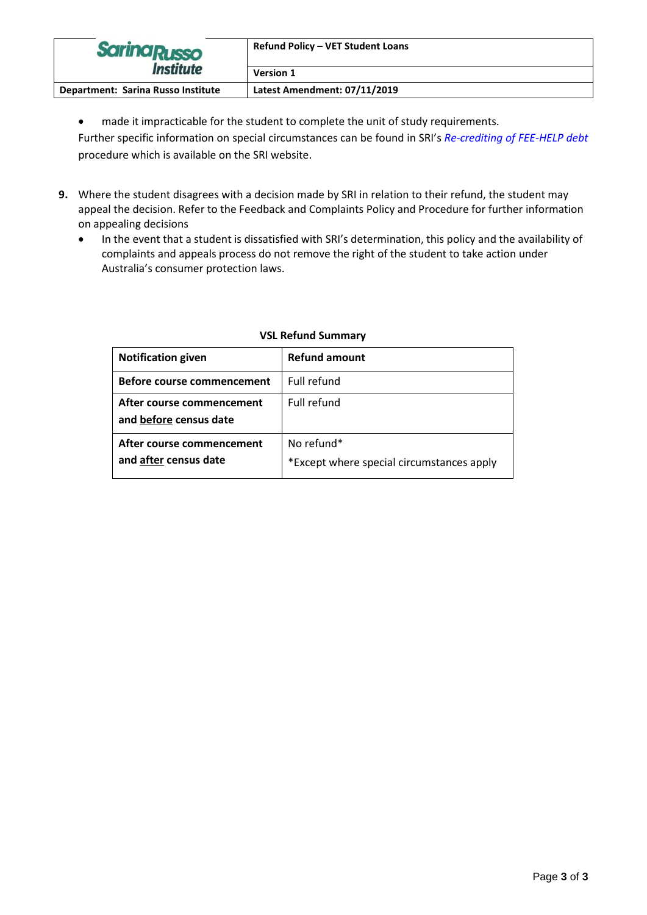- made it impracticable for the student to complete the unit of study requirements.

Further specific information on special circumstances can be found in SRI's *Re-crediting of FEE-HELP debt* procedure which is available on the SRI website.

**9.** Where the student disagrees with a decision made by SRI in relation to their refund, the student may appeal the decision. Refer to the Feedback and Complaints Policy and Procedure for further information on appealing decisions

- In the event that a student is dissatisfied with SRI's determination, this policy and the availability of complaints and appeals process do not remove the right of the student to take action under Australia's consumer protection laws.

**VSL Refund Summary**

| **Notification given** | **Refund amount** |
|---|---|
| **Before course commencement** | Full refund |
| **After course commencement and before census date** | Full refund |
| **After course commencement and after census date** | No refund*<br>*Except where special circumstances apply |